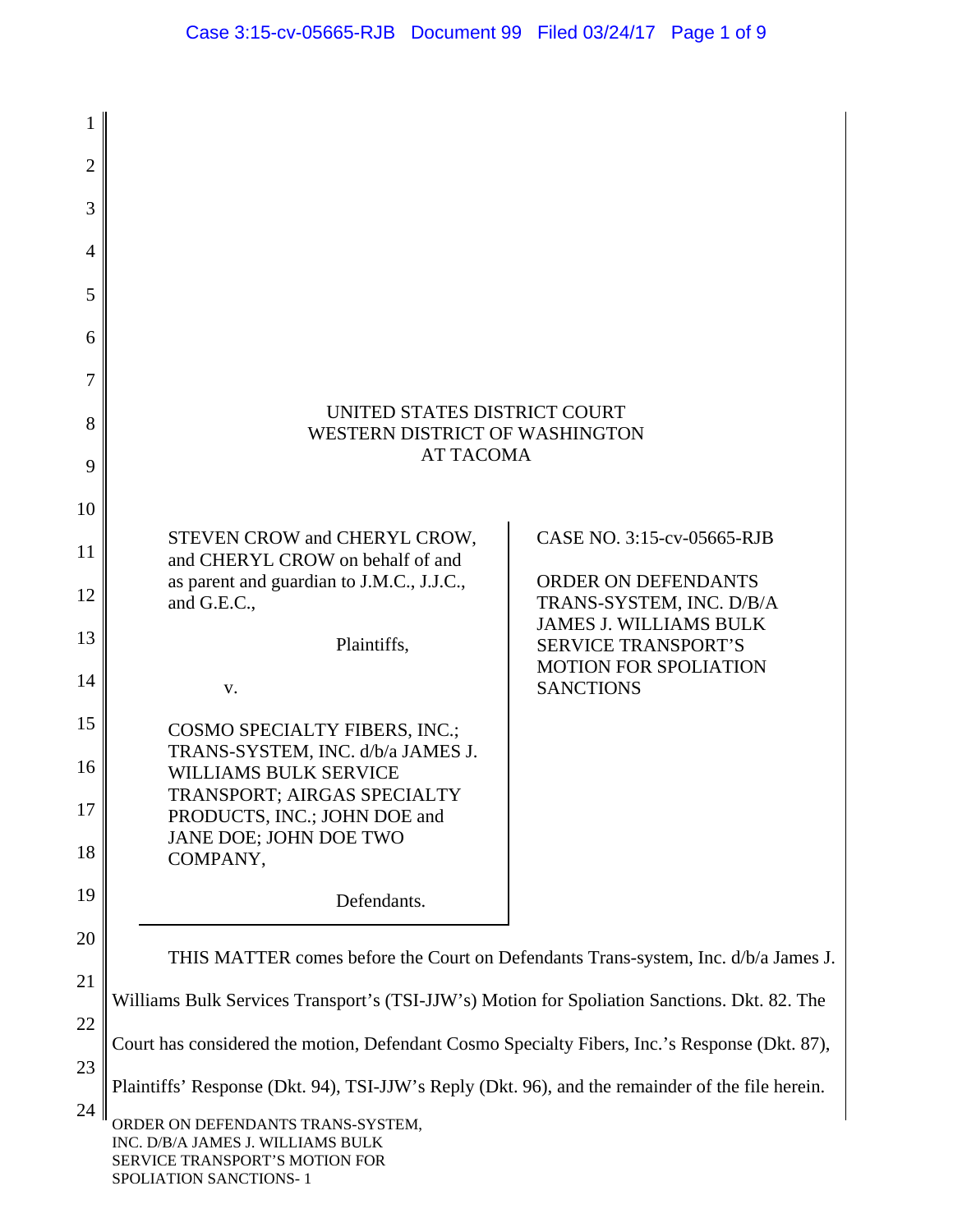UNITED STATES DISTRICT COURT
WESTERN DISTRICT OF WASHINGTON
AT TACOMA

| | |
|---|---|
| STEVEN CROW and CHERYL CROW, and CHERYL CROW on behalf of and as parent and guardian to J.M.C., J.J.C., and G.E.C.,<br><br>Plaintiffs,<br><br>v.<br><br>COSMO SPECIALTY FIBERS, INC.; TRANS-SYSTEM, INC. d/b/a JAMES J. WILLIAMS BULK SERVICE TRANSPORT; AIRGAS SPECIALTY PRODUCTS, INC.; JOHN DOE and JANE DOE; JOHN DOE TWO COMPANY,<br><br>Defendants. | CASE NO. 3:15-cv-05665-RJB<br><br>ORDER ON DEFENDANTS TRANS-SYSTEM, INC. D/B/A JAMES J. WILLIAMS BULK SERVICE TRANSPORT'S MOTION FOR SPOLIATION SANCTIONS |

THIS MATTER comes before the Court on Defendants Trans-system, Inc. d/b/a James J. Williams Bulk Services Transport's (TSI-JJW's) Motion for Spoliation Sanctions. Dkt. 82. The Court has considered the motion, Defendant Cosmo Specialty Fibers, Inc.'s Response (Dkt. 87), Plaintiffs' Response (Dkt. 94), TSI-JJW's Reply (Dkt. 96), and the remainder of the file herein.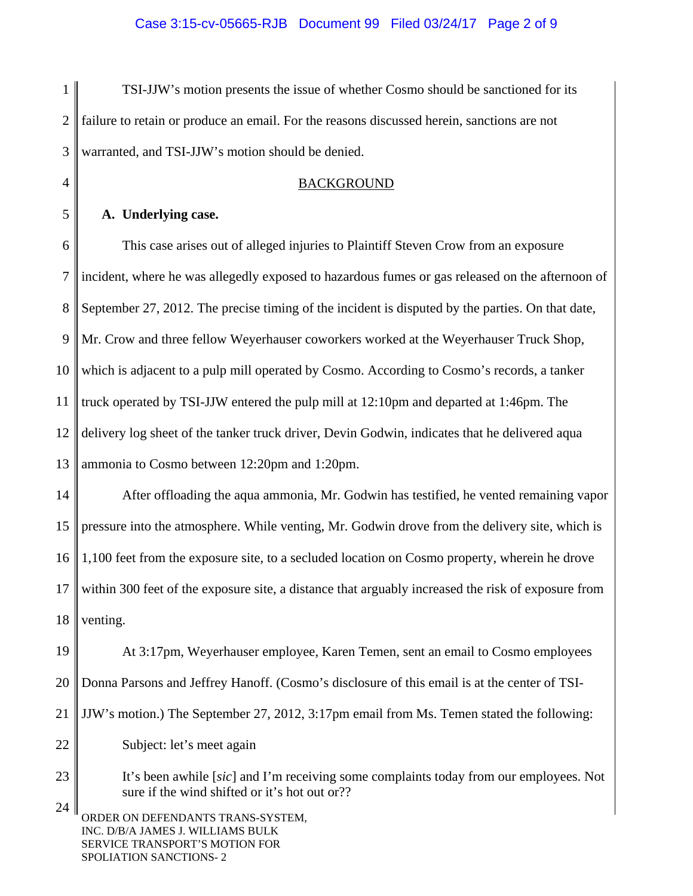TSI-JJW's motion presents the issue of whether Cosmo should be sanctioned for its failure to retain or produce an email. For the reasons discussed herein, sanctions are not warranted, and TSI-JJW's motion should be denied.

## BACKGROUND

### A. Underlying case.

This case arises out of alleged injuries to Plaintiff Steven Crow from an exposure incident, where he was allegedly exposed to hazardous fumes or gas released on the afternoon of September 27, 2012. The precise timing of the incident is disputed by the parties. On that date, Mr. Crow and three fellow Weyerhauser coworkers worked at the Weyerhauser Truck Shop, which is adjacent to a pulp mill operated by Cosmo. According to Cosmo's records, a tanker truck operated by TSI-JJW entered the pulp mill at 12:10pm and departed at 1:46pm. The delivery log sheet of the tanker truck driver, Devin Godwin, indicates that he delivered aqua ammonia to Cosmo between 12:20pm and 1:20pm.

After offloading the aqua ammonia, Mr. Godwin has testified, he vented remaining vapor pressure into the atmosphere. While venting, Mr. Godwin drove from the delivery site, which is 1,100 feet from the exposure site, to a secluded location on Cosmo property, wherein he drove within 300 feet of the exposure site, a distance that arguably increased the risk of exposure from venting.

At 3:17pm, Weyerhauser employee, Karen Temen, sent an email to Cosmo employees Donna Parsons and Jeffrey Hanoff. (Cosmo's disclosure of this email is at the center of TSI-JJW's motion.) The September 27, 2012, 3:17pm email from Ms. Temen stated the following:

> Subject: let's meet again
>
> It's been awhile [*sic*] and I'm receiving some complaints today from our employees. Not sure if the wind shifted or it's hot out or??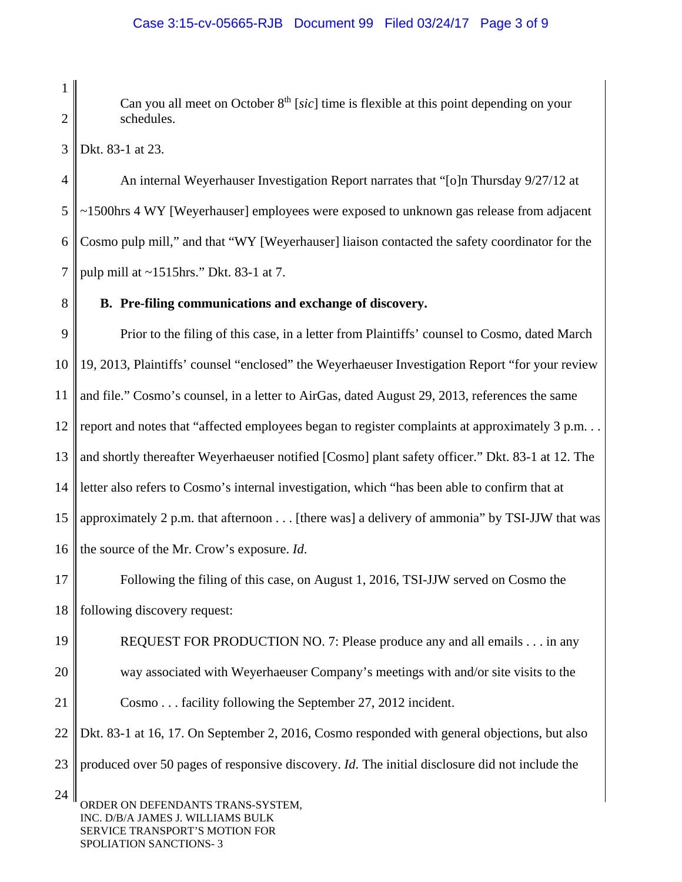> Can you all meet on October 8th [*sic*] time is flexible at this point depending on your schedules.

Dkt. 83-1 at 23.

An internal Weyerhauser Investigation Report narrates that "[o]n Thursday 9/27/12 at ~1500hrs 4 WY [Weyerhauser] employees were exposed to unknown gas release from adjacent Cosmo pulp mill," and that "WY [Weyerhauser] liaison contacted the safety coordinator for the pulp mill at ~1515hrs." Dkt. 83-1 at 7.

**B. Pre-filing communications and exchange of discovery.**

Prior to the filing of this case, in a letter from Plaintiffs' counsel to Cosmo, dated March 19, 2013, Plaintiffs' counsel "enclosed" the Weyerhaeuser Investigation Report "for your review and file." Cosmo's counsel, in a letter to AirGas, dated August 29, 2013, references the same report and notes that "affected employees began to register complaints at approximately 3 p.m. . . and shortly thereafter Weyerhaeuser notified [Cosmo] plant safety officer." Dkt. 83-1 at 12. The letter also refers to Cosmo's internal investigation, which "has been able to confirm that at approximately 2 p.m. that afternoon . . . [there was] a delivery of ammonia" by TSI-JJW that was the source of the Mr. Crow's exposure. *Id.*

Following the filing of this case, on August 1, 2016, TSI-JJW served on Cosmo the following discovery request:

> REQUEST FOR PRODUCTION NO. 7: Please produce any and all emails . . . in any way associated with Weyerhaeuser Company's meetings with and/or site visits to the Cosmo . . . facility following the September 27, 2012 incident.

Dkt. 83-1 at 16, 17. On September 2, 2016, Cosmo responded with general objections, but also produced over 50 pages of responsive discovery. *Id.* The initial disclosure did not include the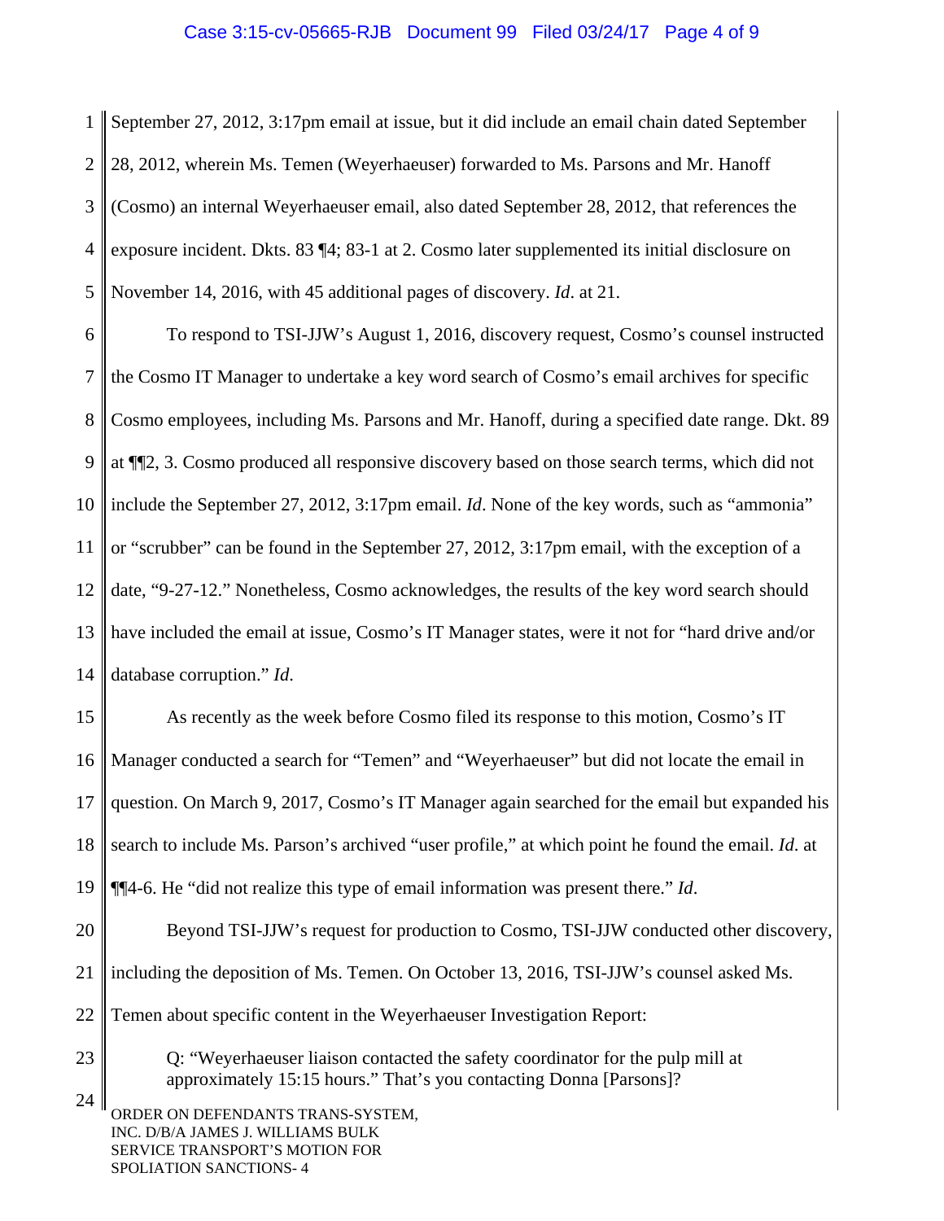September 27, 2012, 3:17pm email at issue, but it did include an email chain dated September 28, 2012, wherein Ms. Temen (Weyerhaeuser) forwarded to Ms. Parsons and Mr. Hanoff (Cosmo) an internal Weyerhaeuser email, also dated September 28, 2012, that references the exposure incident. Dkts. 83 ¶4; 83-1 at 2. Cosmo later supplemented its initial disclosure on November 14, 2016, with 45 additional pages of discovery. *Id*. at 21.

To respond to TSI-JJW's August 1, 2016, discovery request, Cosmo's counsel instructed the Cosmo IT Manager to undertake a key word search of Cosmo's email archives for specific Cosmo employees, including Ms. Parsons and Mr. Hanoff, during a specified date range. Dkt. 89 at ¶¶2, 3. Cosmo produced all responsive discovery based on those search terms, which did not include the September 27, 2012, 3:17pm email. *Id*. None of the key words, such as "ammonia" or "scrubber" can be found in the September 27, 2012, 3:17pm email, with the exception of a date, "9-27-12." Nonetheless, Cosmo acknowledges, the results of the key word search should have included the email at issue, Cosmo's IT Manager states, were it not for "hard drive and/or database corruption." *Id*.

As recently as the week before Cosmo filed its response to this motion, Cosmo's IT Manager conducted a search for "Temen" and "Weyerhaeuser" but did not locate the email in question. On March 9, 2017, Cosmo's IT Manager again searched for the email but expanded his search to include Ms. Parson's archived "user profile," at which point he found the email. *Id*. at ¶¶4-6. He "did not realize this type of email information was present there." *Id*.

Beyond TSI-JJW's request for production to Cosmo, TSI-JJW conducted other discovery, including the deposition of Ms. Temen. On October 13, 2016, TSI-JJW's counsel asked Ms. Temen about specific content in the Weyerhaeuser Investigation Report:

> Q: "Weyerhaeuser liaison contacted the safety coordinator for the pulp mill at approximately 15:15 hours." That's you contacting Donna [Parsons]?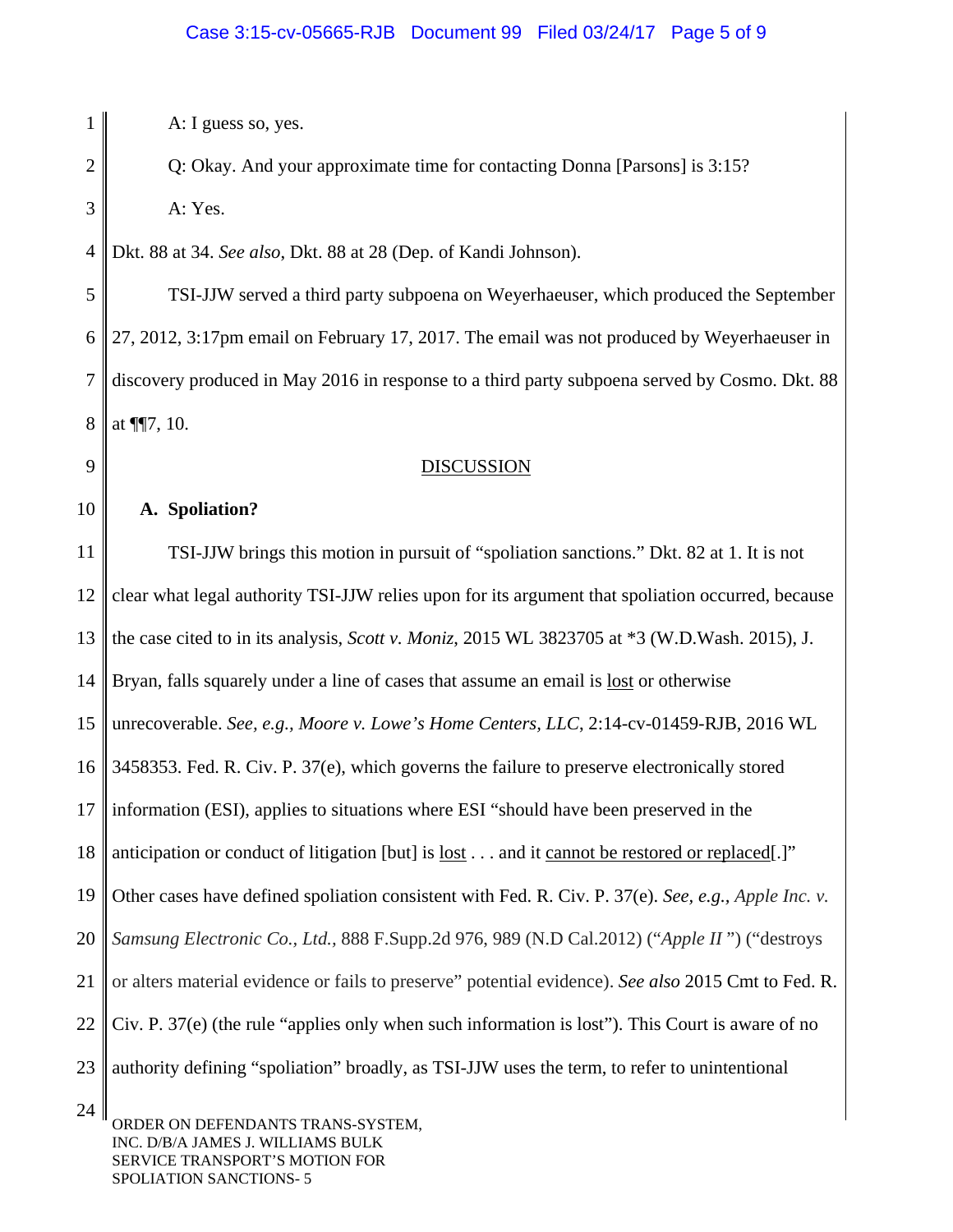A: I guess so, yes.

Q: Okay. And your approximate time for contacting Donna [Parsons] is 3:15?

A: Yes.

Dkt. 88 at 34. *See also*, Dkt. 88 at 28 (Dep. of Kandi Johnson).

TSI-JJW served a third party subpoena on Weyerhaeuser, which produced the September 27, 2012, 3:17pm email on February 17, 2017. The email was not produced by Weyerhaeuser in discovery produced in May 2016 in response to a third party subpoena served by Cosmo. Dkt. 88 at ¶¶7, 10.

DISCUSSION

**A. Spoliation?**

TSI-JJW brings this motion in pursuit of "spoliation sanctions." Dkt. 82 at 1. It is not clear what legal authority TSI-JJW relies upon for its argument that spoliation occurred, because the case cited to in its analysis, *Scott v. Moniz,* 2015 WL 3823705 at *3 (W.D.Wash. 2015), J. Bryan, falls squarely under a line of cases that assume an email is lost or otherwise unrecoverable. *See, e.g., Moore v. Lowe's Home Centers, LLC*, 2:14-cv-01459-RJB, 2016 WL 3458353. Fed. R. Civ. P. 37(e), which governs the failure to preserve electronically stored information (ESI), applies to situations where ESI "should have been preserved in the anticipation or conduct of litigation [but] is lost . . . and it cannot be restored or replaced[.]" Other cases have defined spoliation consistent with Fed. R. Civ. P. 37(e). *See, e.g., Apple Inc. v. Samsung Electronic Co., Ltd.*, 888 F.Supp.2d 976, 989 (N.D Cal.2012) ("*Apple II* ") ("destroys or alters material evidence or fails to preserve" potential evidence). *See also* 2015 Cmt to Fed. R. Civ. P. 37(e) (the rule "applies only when such information is lost"). This Court is aware of no authority defining "spoliation" broadly, as TSI-JJW uses the term, to refer to unintentional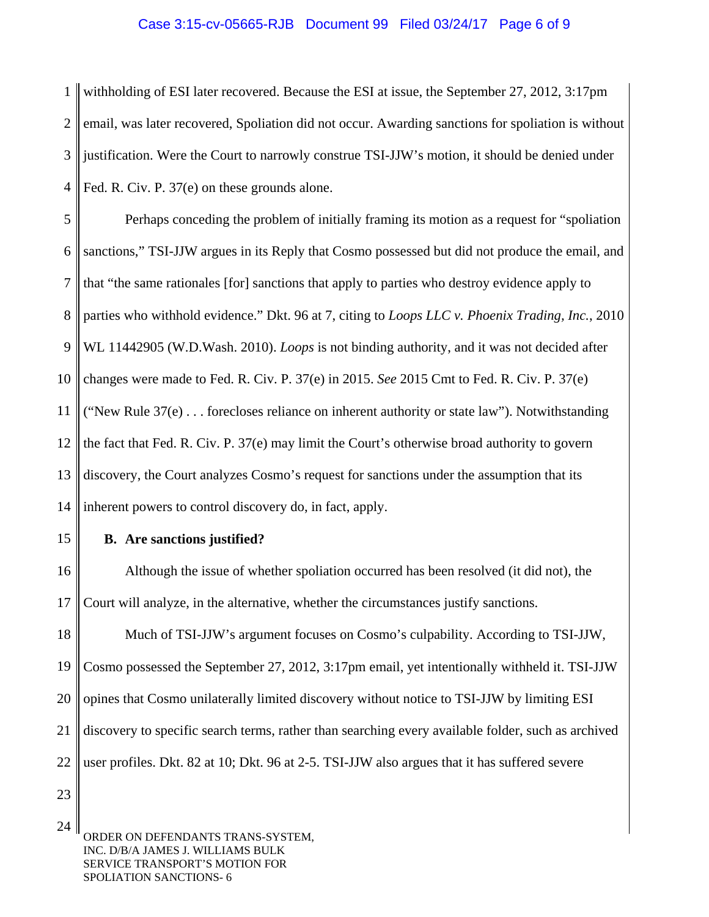withholding of ESI later recovered. Because the ESI at issue, the September 27, 2012, 3:17pm email, was later recovered, Spoliation did not occur. Awarding sanctions for spoliation is without justification. Were the Court to narrowly construe TSI-JJW's motion, it should be denied under Fed. R. Civ. P. 37(e) on these grounds alone.

Perhaps conceding the problem of initially framing its motion as a request for "spoliation sanctions," TSI-JJW argues in its Reply that Cosmo possessed but did not produce the email, and that "the same rationales [for] sanctions that apply to parties who destroy evidence apply to parties who withhold evidence." Dkt. 96 at 7, citing to *Loops LLC v. Phoenix Trading, Inc.*, 2010 WL 11442905 (W.D.Wash. 2010). *Loops* is not binding authority, and it was not decided after changes were made to Fed. R. Civ. P. 37(e) in 2015. *See* 2015 Cmt to Fed. R. Civ. P. 37(e) ("New Rule 37(e) . . . forecloses reliance on inherent authority or state law"). Notwithstanding the fact that Fed. R. Civ. P. 37(e) may limit the Court's otherwise broad authority to govern discovery, the Court analyzes Cosmo's request for sanctions under the assumption that its inherent powers to control discovery do, in fact, apply.

**B. Are sanctions justified?**

Although the issue of whether spoliation occurred has been resolved (it did not), the Court will analyze, in the alternative, whether the circumstances justify sanctions.

Much of TSI-JJW's argument focuses on Cosmo's culpability. According to TSI-JJW, Cosmo possessed the September 27, 2012, 3:17pm email, yet intentionally withheld it. TSI-JJW opines that Cosmo unilaterally limited discovery without notice to TSI-JJW by limiting ESI discovery to specific search terms, rather than searching every available folder, such as archived user profiles. Dkt. 82 at 10; Dkt. 96 at 2-5. TSI-JJW also argues that it has suffered severe

ORDER ON DEFENDANTS TRANS-SYSTEM, INC. D/B/A JAMES J. WILLIAMS BULK SERVICE TRANSPORT'S MOTION FOR SPOLIATION SANCTIONS- 6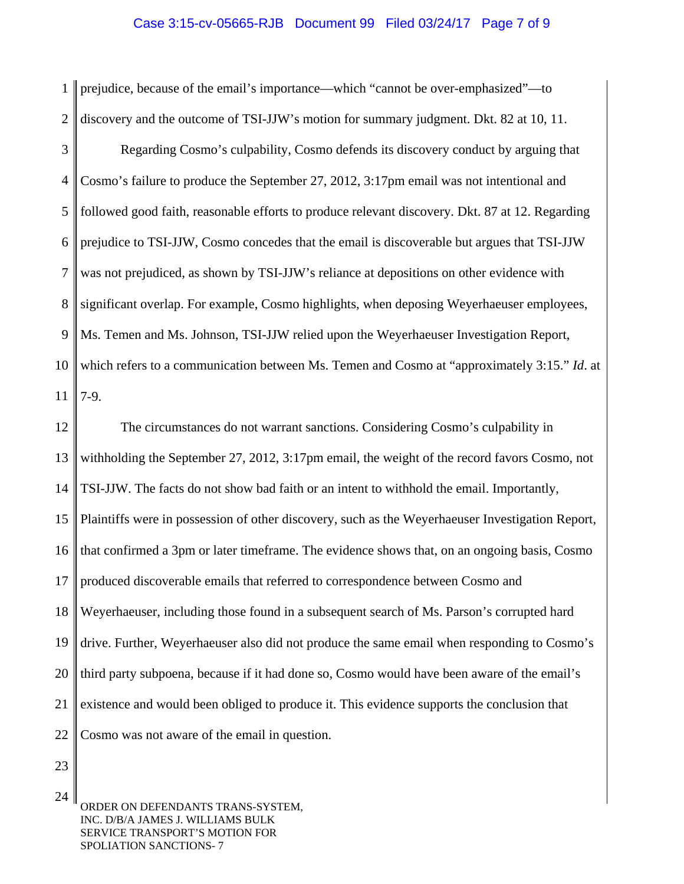prejudice, because of the email's importance—which "cannot be over-emphasized"—to discovery and the outcome of TSI-JJW's motion for summary judgment. Dkt. 82 at 10, 11.

Regarding Cosmo's culpability, Cosmo defends its discovery conduct by arguing that Cosmo's failure to produce the September 27, 2012, 3:17pm email was not intentional and followed good faith, reasonable efforts to produce relevant discovery. Dkt. 87 at 12. Regarding prejudice to TSI-JJW, Cosmo concedes that the email is discoverable but argues that TSI-JJW was not prejudiced, as shown by TSI-JJW's reliance at depositions on other evidence with significant overlap. For example, Cosmo highlights, when deposing Weyerhaeuser employees, Ms. Temen and Ms. Johnson, TSI-JJW relied upon the Weyerhaeuser Investigation Report, which refers to a communication between Ms. Temen and Cosmo at "approximately 3:15." *Id*. at 7-9.

The circumstances do not warrant sanctions. Considering Cosmo's culpability in withholding the September 27, 2012, 3:17pm email, the weight of the record favors Cosmo, not TSI-JJW. The facts do not show bad faith or an intent to withhold the email. Importantly, Plaintiffs were in possession of other discovery, such as the Weyerhaeuser Investigation Report, that confirmed a 3pm or later timeframe. The evidence shows that, on an ongoing basis, Cosmo produced discoverable emails that referred to correspondence between Cosmo and Weyerhaeuser, including those found in a subsequent search of Ms. Parson's corrupted hard drive. Further, Weyerhaeuser also did not produce the same email when responding to Cosmo's third party subpoena, because if it had done so, Cosmo would have been aware of the email's existence and would been obliged to produce it. This evidence supports the conclusion that Cosmo was not aware of the email in question.

ORDER ON DEFENDANTS TRANS-SYSTEM, INC. D/B/A JAMES J. WILLIAMS BULK SERVICE TRANSPORT'S MOTION FOR SPOLIATION SANCTIONS- 7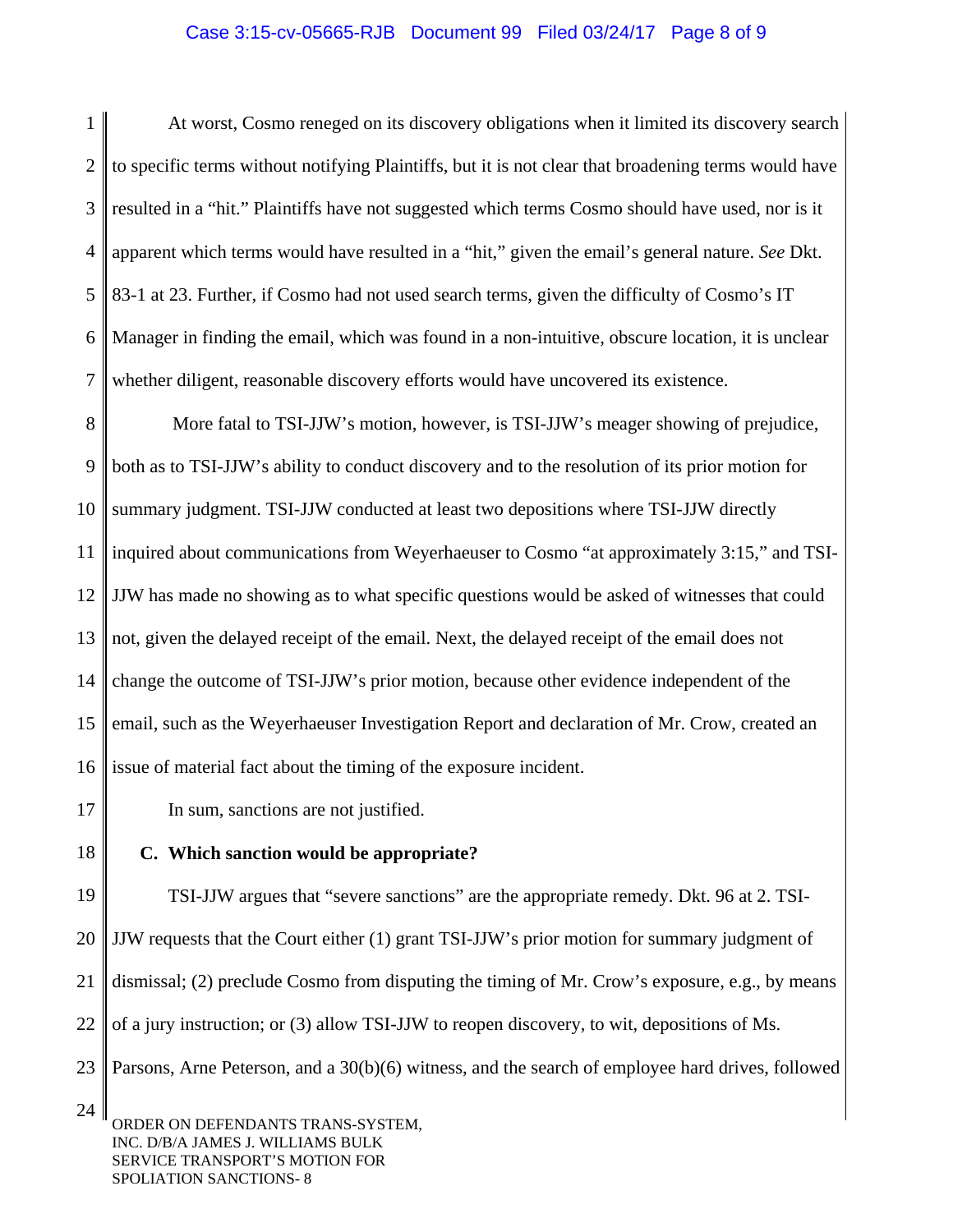At worst, Cosmo reneged on its discovery obligations when it limited its discovery search to specific terms without notifying Plaintiffs, but it is not clear that broadening terms would have resulted in a "hit." Plaintiffs have not suggested which terms Cosmo should have used, nor is it apparent which terms would have resulted in a "hit," given the email's general nature. *See* Dkt. 83-1 at 23. Further, if Cosmo had not used search terms, given the difficulty of Cosmo's IT Manager in finding the email, which was found in a non-intuitive, obscure location, it is unclear whether diligent, reasonable discovery efforts would have uncovered its existence.

More fatal to TSI-JJW's motion, however, is TSI-JJW's meager showing of prejudice, both as to TSI-JJW's ability to conduct discovery and to the resolution of its prior motion for summary judgment. TSI-JJW conducted at least two depositions where TSI-JJW directly inquired about communications from Weyerhaeuser to Cosmo "at approximately 3:15," and TSI-JJW has made no showing as to what specific questions would be asked of witnesses that could not, given the delayed receipt of the email. Next, the delayed receipt of the email does not change the outcome of TSI-JJW's prior motion, because other evidence independent of the email, such as the Weyerhaeuser Investigation Report and declaration of Mr. Crow, created an issue of material fact about the timing of the exposure incident.

In sum, sanctions are not justified.

### C. Which sanction would be appropriate?

TSI-JJW argues that "severe sanctions" are the appropriate remedy. Dkt. 96 at 2. TSI-JJW requests that the Court either (1) grant TSI-JJW's prior motion for summary judgment of dismissal; (2) preclude Cosmo from disputing the timing of Mr. Crow's exposure, e.g., by means of a jury instruction; or (3) allow TSI-JJW to reopen discovery, to wit, depositions of Ms. Parsons, Arne Peterson, and a 30(b)(6) witness, and the search of employee hard drives, followed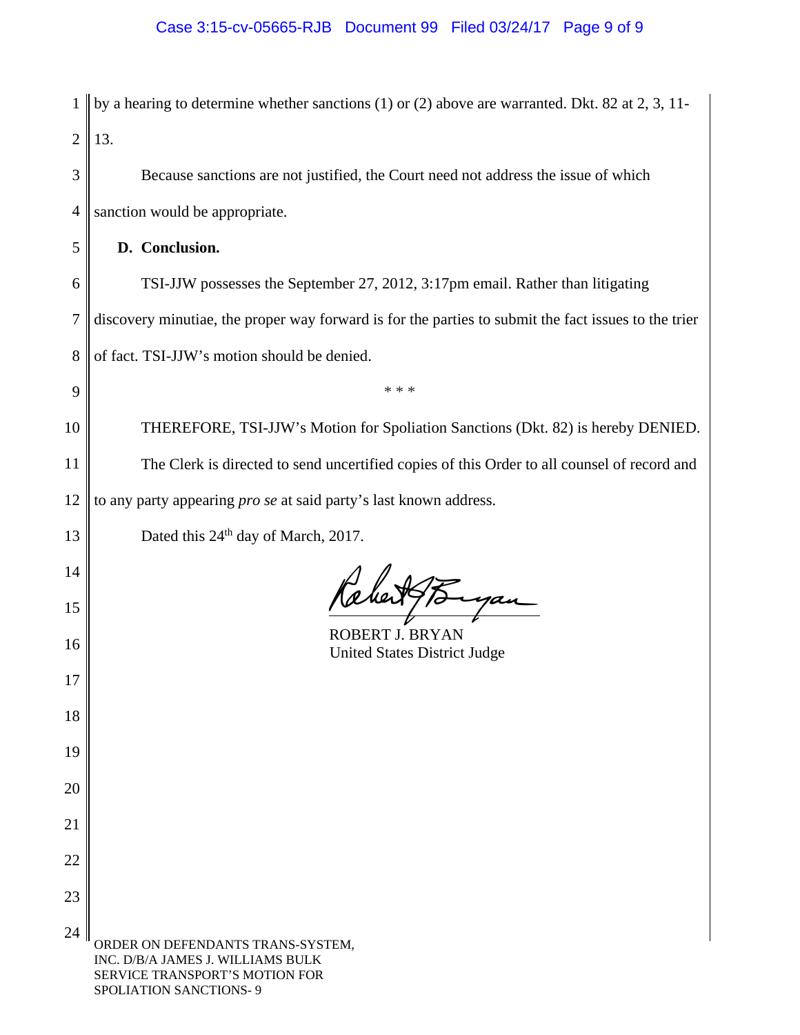by a hearing to determine whether sanctions (1) or (2) above are warranted. Dkt. 82 at 2, 3, 11-13.

Because sanctions are not justified, the Court need not address the issue of which sanction would be appropriate.

**D. Conclusion.**

TSI-JJW possesses the September 27, 2012, 3:17pm email. Rather than litigating discovery minutiae, the proper way forward is for the parties to submit the fact issues to the trier of fact. TSI-JJW's motion should be denied.

\* \* \*

THEREFORE, TSI-JJW's Motion for Spoliation Sanctions (Dkt. 82) is hereby DENIED.

The Clerk is directed to send uncertified copies of this Order to all counsel of record and to any party appearing *pro se* at said party's last known address.

Dated this 24th day of March, 2017.

ROBERT J. BRYAN
United States District Judge

ORDER ON DEFENDANTS TRANS-SYSTEM, INC. D/B/A JAMES J. WILLIAMS BULK SERVICE TRANSPORT'S MOTION FOR SPOLIATION SANCTIONS- 9